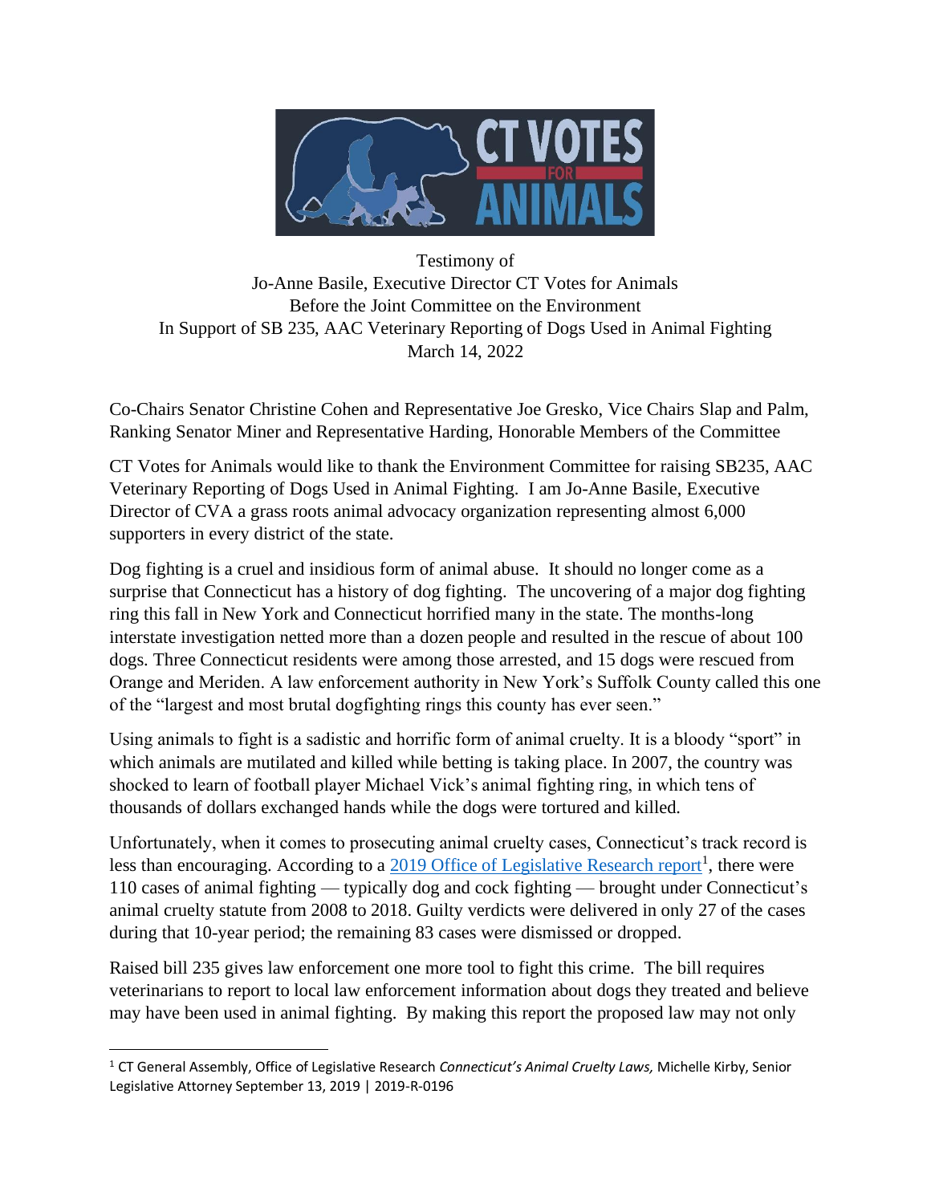Testimony of
Jo-Anne Basile, Executive Director CT Votes for Animals
Before the Joint Committee on the Environment
In Support of SB 235, AAC Veterinary Reporting of Dogs Used in Animal Fighting
March 14, 2022

Co-Chairs Senator Christine Cohen and Representative Joe Gresko, Vice Chairs Slap and Palm, Ranking Senator Miner and Representative Harding, Honorable Members of the Committee

CT Votes for Animals would like to thank the Environment Committee for raising SB235, AAC Veterinary Reporting of Dogs Used in Animal Fighting. I am Jo-Anne Basile, Executive Director of CVA a grass roots animal advocacy organization representing almost 6,000 supporters in every district of the state.

Dog fighting is a cruel and insidious form of animal abuse. It should no longer come as a surprise that Connecticut has a history of dog fighting. The uncovering of a major dog fighting ring this fall in New York and Connecticut horrified many in the state. The months-long interstate investigation netted more than a dozen people and resulted in the rescue of about 100 dogs. Three Connecticut residents were among those arrested, and 15 dogs were rescued from Orange and Meriden. A law enforcement authority in New York's Suffolk County called this one of the "largest and most brutal dogfighting rings this county has ever seen."

Using animals to fight is a sadistic and horrific form of animal cruelty. It is a bloody "sport" in which animals are mutilated and killed while betting is taking place. In 2007, the country was shocked to learn of football player Michael Vick's animal fighting ring, in which tens of thousands of dollars exchanged hands while the dogs were tortured and killed.

Unfortunately, when it comes to prosecuting animal cruelty cases, Connecticut's track record is less than encouraging. According to a 2019 Office of Legislative Research report[1], there were 110 cases of animal fighting — typically dog and cock fighting — brought under Connecticut's animal cruelty statute from 2008 to 2018. Guilty verdicts were delivered in only 27 of the cases during that 10-year period; the remaining 83 cases were dismissed or dropped.

Raised bill 235 gives law enforcement one more tool to fight this crime. The bill requires veterinarians to report to local law enforcement information about dogs they treated and believe may have been used in animal fighting. By making this report the proposed law may not only

[1] CT General Assembly, Office of Legislative Research *Connecticut's Animal Cruelty Laws,* Michelle Kirby, Senior Legislative Attorney September 13, 2019 | 2019-R-0196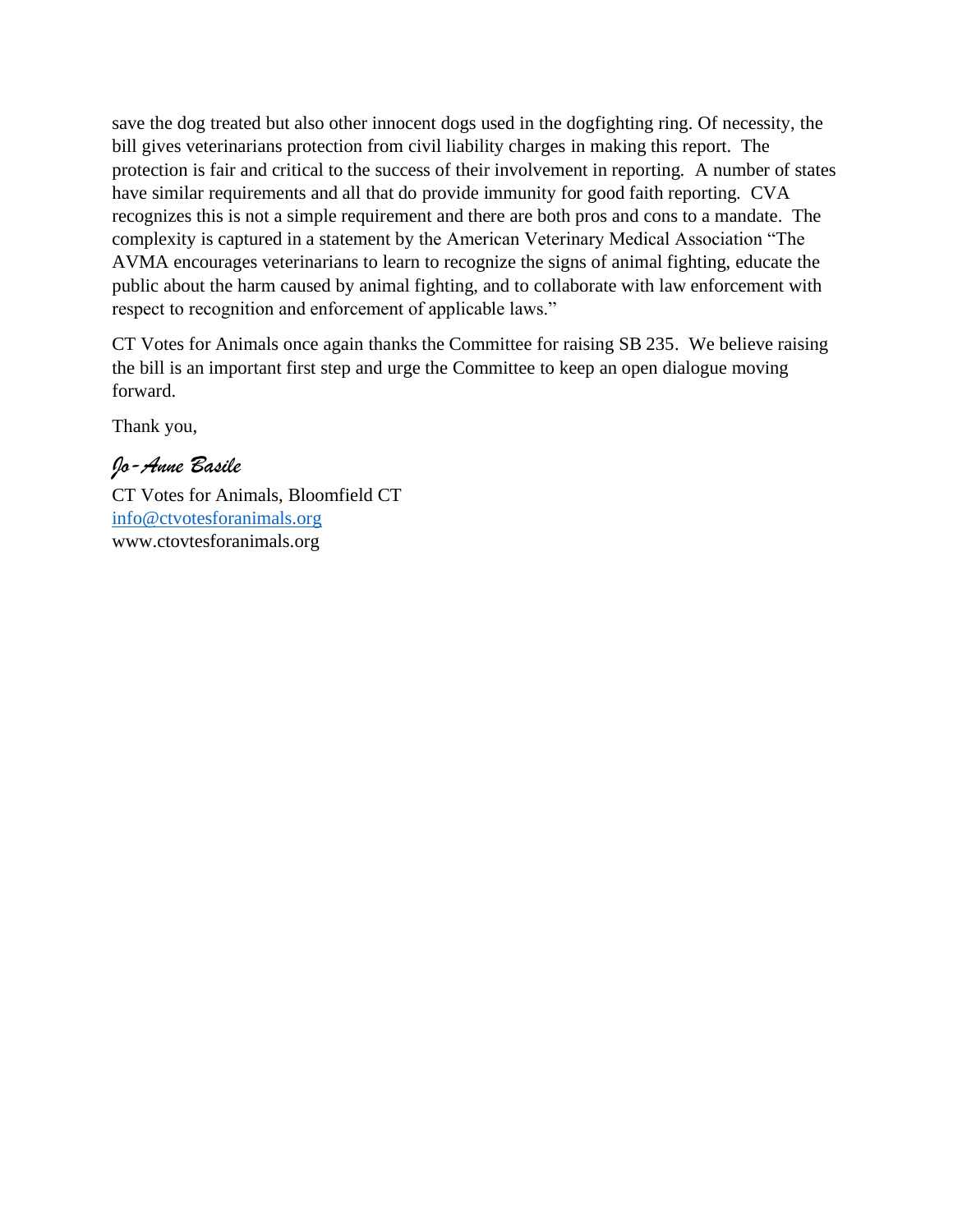save the dog treated but also other innocent dogs used in the dogfighting ring. Of necessity, the bill gives veterinarians protection from civil liability charges in making this report. The protection is fair and critical to the success of their involvement in reporting. A number of states have similar requirements and all that do provide immunity for good faith reporting. CVA recognizes this is not a simple requirement and there are both pros and cons to a mandate. The complexity is captured in a statement by the American Veterinary Medical Association "The AVMA encourages veterinarians to learn to recognize the signs of animal fighting, educate the public about the harm caused by animal fighting, and to collaborate with law enforcement with respect to recognition and enforcement of applicable laws."

CT Votes for Animals once again thanks the Committee for raising SB 235. We believe raising the bill is an important first step and urge the Committee to keep an open dialogue moving forward.

Thank you,

*Jo-Anne Basile*

CT Votes for Animals, Bloomfield CT
info@ctvotesforanimals.org
www.ctovtesforanimals.org